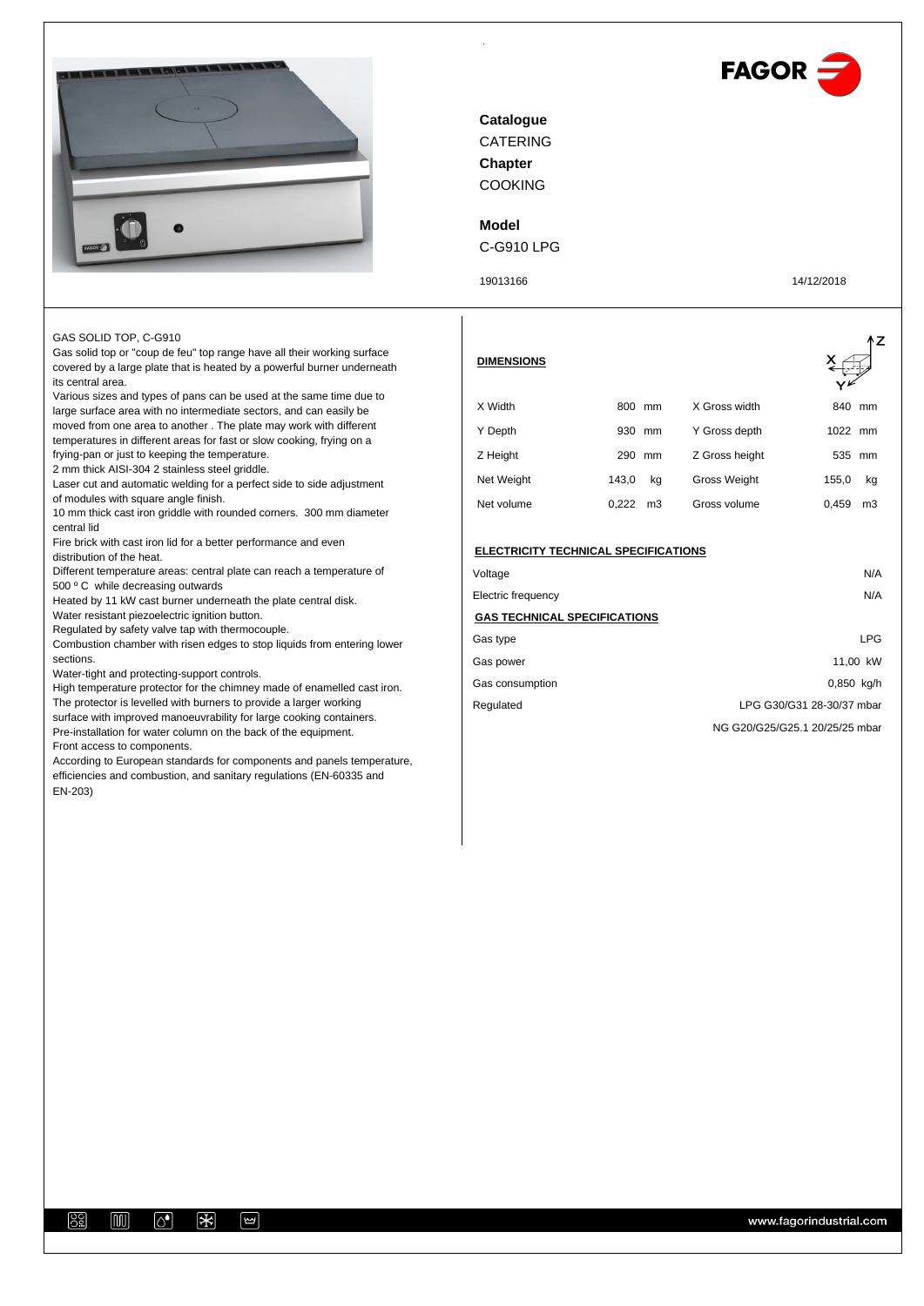**Catalogue**
CATERING
**Chapter**
COOKING

**Model**
C-G910 LPG

19013166

14/12/2018

GAS SOLID TOP, C-G910

Gas solid top or "coup de feu" top range have all their working surface covered by a large plate that is heated by a powerful burner underneath its central area.

Various sizes and types of pans can be used at the same time due to large surface area with no intermediate sectors, and can easily be moved from one area to another . The plate may work with different temperatures in different areas for fast or slow cooking, frying on a frying-pan or just to keeping the temperature.

2 mm thick AISI-304 2 stainless steel griddle.

Laser cut and automatic welding for a perfect side to side adjustment of modules with square angle finish.

10 mm thick cast iron griddle with rounded corners. 300 mm diameter central lid

Fire brick with cast iron lid for a better performance and even distribution of the heat.

Different temperature areas: central plate can reach a temperature of 500 º C while decreasing outwards

Heated by 11 kW cast burner underneath the plate central disk.

Water resistant piezoelectric ignition button.

Regulated by safety valve tap with thermocouple.

Combustion chamber with risen edges to stop liquids from entering lower sections.

Water-tight and protecting-support controls.

High temperature protector for the chimney made of enamelled cast iron.

The protector is levelled with burners to provide a larger working surface with improved manoeuvrability for large cooking containers.

Pre-installation for water column on the back of the equipment.

Front access to components.

According to European standards for components and panels temperature, efficiencies and combustion, and sanitary regulations (EN-60335 and EN-203)

## DIMENSIONS

| | | | |
|---|---|---|---|
| X Width | 800 mm | X Gross width | 840 mm |
| Y Depth | 930 mm | Y Gross depth | 1022 mm |
| Z Height | 290 mm | Z Gross height | 535 mm |
| Net Weight | 143,0 kg | Gross Weight | 155,0 kg |
| Net volume | 0,222 m3 | Gross volume | 0,459 m3 |

## ELECTRICITY TECHNICAL SPECIFICATIONS

| | |
|---|---|
| Voltage | N/A |
| Electric frequency | N/A |

## GAS TECHNICAL SPECIFICATIONS

| | |
|---|---|
| Gas type | LPG |
| Gas power | 11,00 kW |
| Gas consumption | 0,850 kg/h |
| Regulated | LPG G30/G31 28-30/37 mbar |
| | NG G20/G25/G25.1 20/25/25 mbar |

www.fagorindustrial.com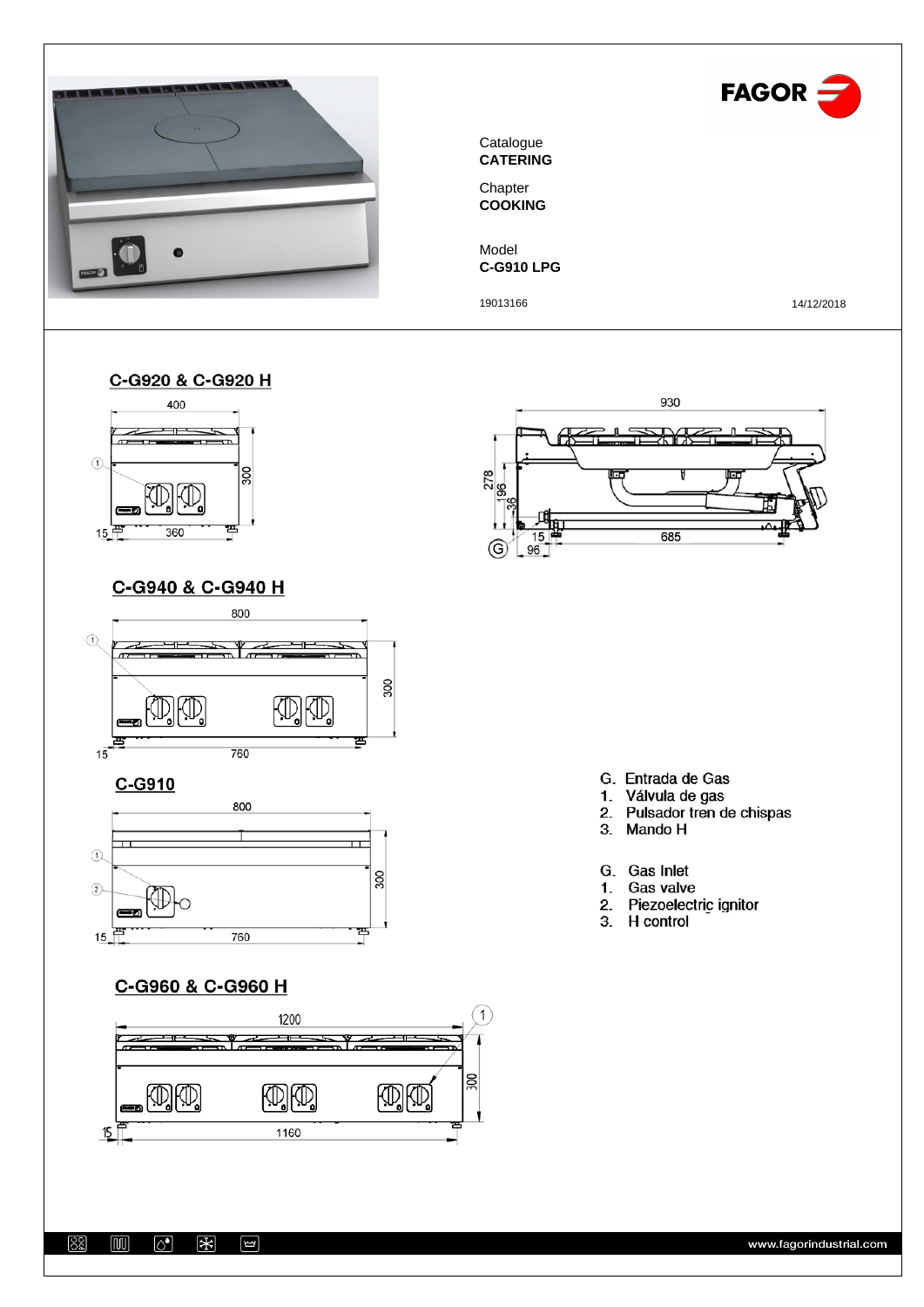Catalogue
**CATERING**

Chapter
**COOKING**

Model
**C-G910 LPG**

19013166

14/12/2018

## C-G920 & C-G920 H

400

300

360

15

①

930

278

196

36

15

96

685

Ⓖ

## C-G940 & C-G940 H

800

300

760

15

①

## C-G910

800

300

760

15

①

②

G. Entrada de Gas
1. Válvula de gas
2. Pulsador tren de chispas
3. Mando H

G. Gas Inlet
1. Gas valve
2. Piezoelectric ignitor
3. H control

## C-G960 & C-G960 H

1200

300

1160

15

①

www.fagorindustrial.com